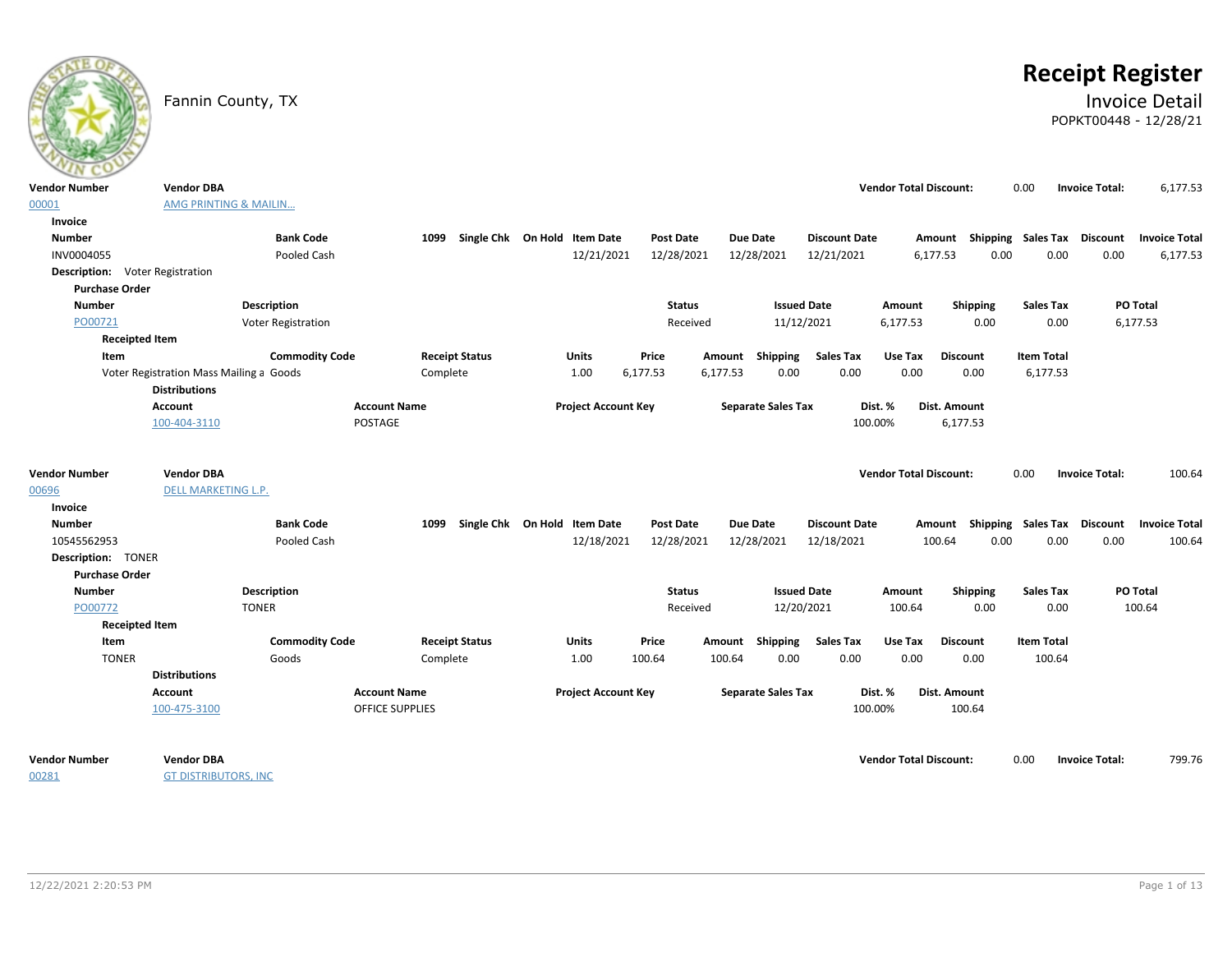Fannin County, TX

# Receipt Register

## Invoice Detail

POPKT00448 - 12/28/21

| Vendor Number | Vendor DBA | Vendor Total Discount: | 0.00 | Invoice Total: | 6,177.53 |
|---|---|---|---|---|---|
| 00001 | AMG PRINTING & MAILIN... | | | | |

**Invoice**

| Number | Bank Code | 1099 | Single Chk | On Hold | Item Date | Post Date | Due Date | Discount Date | Amount | Shipping | Sales Tax | Discount | Invoice Total |
|---|---|---|---|---|---|---|---|---|---|---|---|---|---|
| INV0004055 | Pooled Cash | | | | 12/21/2021 | 12/28/2021 | 12/28/2021 | 12/21/2021 | 6,177.53 | 0.00 | 0.00 | 0.00 | 6,177.53 |

**Description:** Voter Registration

**Purchase Order**

| Number | Description | Status | Issued Date | Amount | Shipping | Sales Tax | PO Total |
|---|---|---|---|---|---|---|---|
| PO00721 | Voter Registration | Received | 11/12/2021 | 6,177.53 | 0.00 | 0.00 | 6,177.53 |

**Receipted Item**

| Item | Commodity Code | Receipt Status | Units | Price | Amount | Shipping | Sales Tax | Use Tax | Discount | Item Total |
|---|---|---|---|---|---|---|---|---|---|---|
| Voter Registration Mass Mailing a | Goods | Complete | 1.00 | 6,177.53 | 6,177.53 | 0.00 | 0.00 | 0.00 | 0.00 | 6,177.53 |

**Distributions**

| Account | Account Name | Project Account Key | Separate Sales Tax | Dist. % | Dist. Amount |
|---|---|---|---|---|---|
| 100-404-3110 | POSTAGE | | | 100.00% | 6,177.53 |

| Vendor Number | Vendor DBA | Vendor Total Discount: | 0.00 | Invoice Total: | 100.64 |
|---|---|---|---|---|---|
| 00696 | DELL MARKETING L.P. | | | | |

**Invoice**

| Number | Bank Code | 1099 | Single Chk | On Hold | Item Date | Post Date | Due Date | Discount Date | Amount | Shipping | Sales Tax | Discount | Invoice Total |
|---|---|---|---|---|---|---|---|---|---|---|---|---|---|
| 10545562953 | Pooled Cash | | | | 12/18/2021 | 12/28/2021 | 12/28/2021 | 12/18/2021 | 100.64 | 0.00 | 0.00 | 0.00 | 100.64 |

**Description:** TONER

**Purchase Order**

| Number | Description | Status | Issued Date | Amount | Shipping | Sales Tax | PO Total |
|---|---|---|---|---|---|---|---|
| PO00772 | TONER | Received | 12/20/2021 | 100.64 | 0.00 | 0.00 | 100.64 |

**Receipted Item**

| Item | Commodity Code | Receipt Status | Units | Price | Amount | Shipping | Sales Tax | Use Tax | Discount | Item Total |
|---|---|---|---|---|---|---|---|---|---|---|
| TONER | Goods | Complete | 1.00 | 100.64 | 100.64 | 0.00 | 0.00 | 0.00 | 0.00 | 100.64 |

**Distributions**

| Account | Account Name | Project Account Key | Separate Sales Tax | Dist. % | Dist. Amount |
|---|---|---|---|---|---|
| 100-475-3100 | OFFICE SUPPLIES | | | 100.00% | 100.64 |

| Vendor Number | Vendor DBA | Vendor Total Discount: | 0.00 | Invoice Total: | 799.76 |
|---|---|---|---|---|---|
| 00281 | GT DISTRIBUTORS, INC | | | | |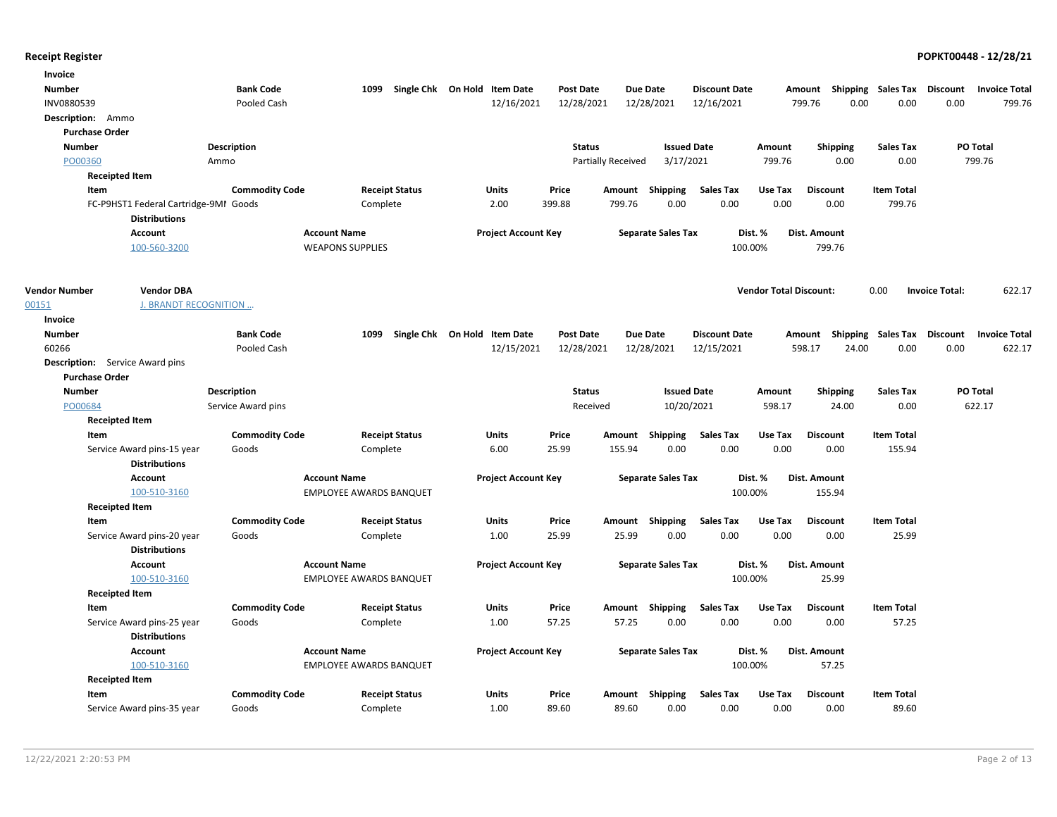**Invoice**

| Number | Bank Code | 1099 | Single Chk | On Hold | Item Date | Post Date | Due Date | Discount Date | Amount | Shipping | Sales Tax | Discount | Invoice Total |
|---|---|---|---|---|---|---|---|---|---|---|---|---|---|
| INV0880539 | Pooled Cash | | | | 12/16/2021 | 12/28/2021 | 12/28/2021 | 12/16/2021 | 799.76 | 0.00 | 0.00 | 0.00 | 799.76 |

**Description:** Ammo

**Purchase Order**

| Number | Description | Status | Issued Date | Amount | Shipping | Sales Tax | PO Total |
|---|---|---|---|---|---|---|---|
| PO00360 | Ammo | Partially Received | 3/17/2021 | 799.76 | 0.00 | 0.00 | 799.76 |

**Receipted Item**

| Item | Commodity Code | Receipt Status | Units | Price | Amount | Shipping | Sales Tax | Use Tax | Discount | Item Total |
|---|---|---|---|---|---|---|---|---|---|---|
| FC-P9HST1 Federal Cartridge-9MI | Goods | Complete | 2.00 | 399.88 | 799.76 | 0.00 | 0.00 | 0.00 | 0.00 | 799.76 |

**Distributions**

| Account | Account Name | Project Account Key | Separate Sales Tax | Dist. % | Dist. Amount |
|---|---|---|---|---|---|
| 100-560-3200 | WEAPONS SUPPLIES | | | 100.00% | 799.76 |

| Vendor Number | Vendor DBA | Vendor Total Discount: | 0.00 | Invoice Total: | 622.17 |
|---|---|---|---|---|---|
| 00151 | J. BRANDT RECOGNITION ... | | | | |

**Invoice**

| Number | Bank Code | 1099 | Single Chk | On Hold | Item Date | Post Date | Due Date | Discount Date | Amount | Shipping | Sales Tax | Discount | Invoice Total |
|---|---|---|---|---|---|---|---|---|---|---|---|---|---|
| 60266 | Pooled Cash | | | | 12/15/2021 | 12/28/2021 | 12/28/2021 | 12/15/2021 | 598.17 | 24.00 | 0.00 | 0.00 | 622.17 |

**Description:** Service Award pins

**Purchase Order**

| Number | Description | Status | Issued Date | Amount | Shipping | Sales Tax | PO Total |
|---|---|---|---|---|---|---|---|
| PO00684 | Service Award pins | Received | 10/20/2021 | 598.17 | 24.00 | 0.00 | 622.17 |

**Receipted Item**

| Item | Commodity Code | Receipt Status | Units | Price | Amount | Shipping | Sales Tax | Use Tax | Discount | Item Total |
|---|---|---|---|---|---|---|---|---|---|---|
| Service Award pins-15 year | Goods | Complete | 6.00 | 25.99 | 155.94 | 0.00 | 0.00 | 0.00 | 0.00 | 155.94 |

**Distributions**

| Account | Account Name | Project Account Key | Separate Sales Tax | Dist. % | Dist. Amount |
|---|---|---|---|---|---|
| 100-510-3160 | EMPLOYEE AWARDS BANQUET | | | 100.00% | 155.94 |

**Receipted Item**

| Item | Commodity Code | Receipt Status | Units | Price | Amount | Shipping | Sales Tax | Use Tax | Discount | Item Total |
|---|---|---|---|---|---|---|---|---|---|---|
| Service Award pins-20 year | Goods | Complete | 1.00 | 25.99 | 25.99 | 0.00 | 0.00 | 0.00 | 0.00 | 25.99 |

**Distributions**

| Account | Account Name | Project Account Key | Separate Sales Tax | Dist. % | Dist. Amount |
|---|---|---|---|---|---|
| 100-510-3160 | EMPLOYEE AWARDS BANQUET | | | 100.00% | 25.99 |

**Receipted Item**

| Item | Commodity Code | Receipt Status | Units | Price | Amount | Shipping | Sales Tax | Use Tax | Discount | Item Total |
|---|---|---|---|---|---|---|---|---|---|---|
| Service Award pins-25 year | Goods | Complete | 1.00 | 57.25 | 57.25 | 0.00 | 0.00 | 0.00 | 0.00 | 57.25 |

**Distributions**

| Account | Account Name | Project Account Key | Separate Sales Tax | Dist. % | Dist. Amount |
|---|---|---|---|---|---|
| 100-510-3160 | EMPLOYEE AWARDS BANQUET | | | 100.00% | 57.25 |

**Receipted Item**

| Item | Commodity Code | Receipt Status | Units | Price | Amount | Shipping | Sales Tax | Use Tax | Discount | Item Total |
|---|---|---|---|---|---|---|---|---|---|---|
| Service Award pins-35 year | Goods | Complete | 1.00 | 89.60 | 89.60 | 0.00 | 0.00 | 0.00 | 0.00 | 89.60 |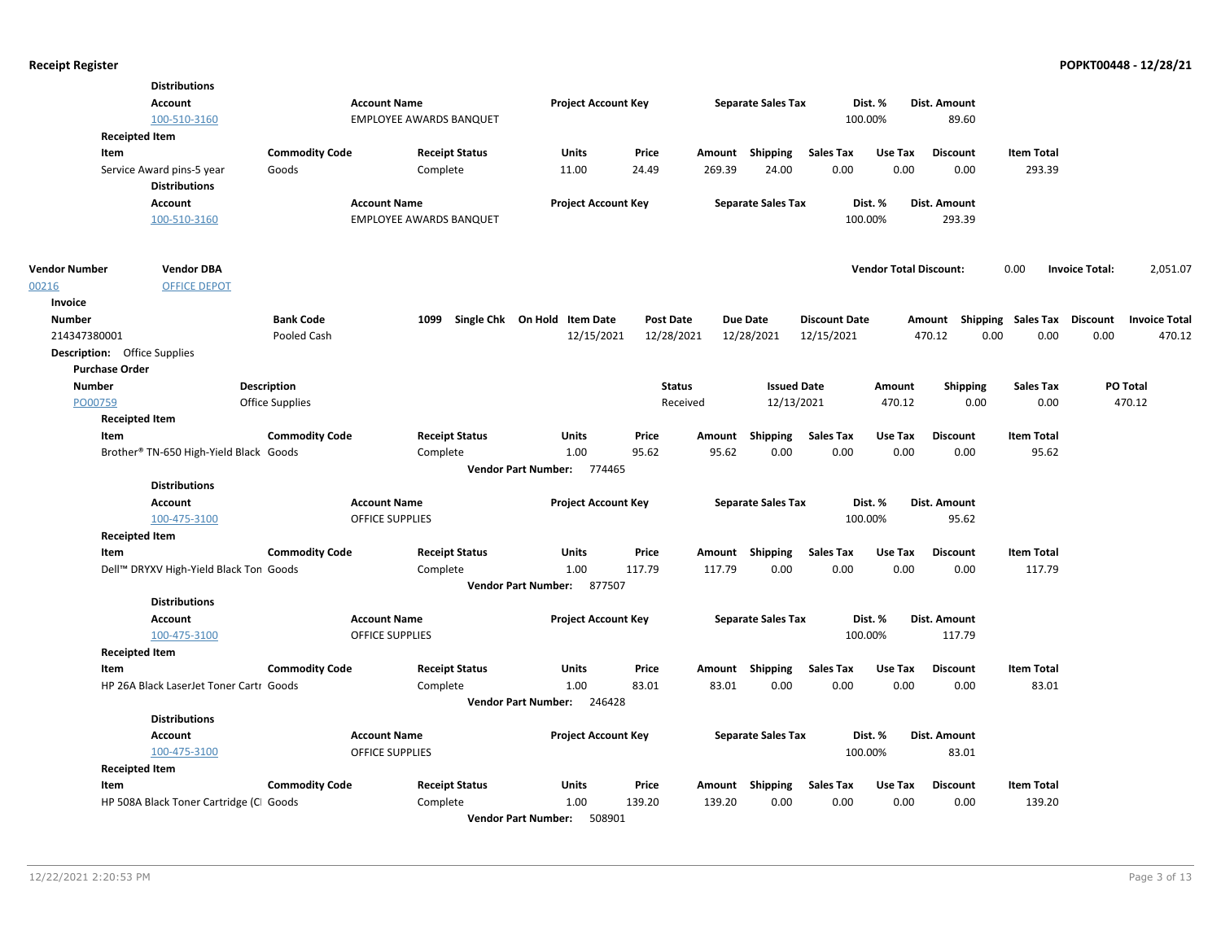**Distributions**

| Account | Account Name | Project Account Key | Separate Sales Tax | Dist. % | Dist. Amount |
|---|---|---|---|---|---|
| 100-510-3160 | EMPLOYEE AWARDS BANQUET | | | 100.00% | 89.60 |

**Receipted Item**

| Item | Commodity Code | Receipt Status | Units | Price | Amount | Shipping | Sales Tax | Use Tax | Discount | Item Total |
|---|---|---|---|---|---|---|---|---|---|---|
| Service Award pins-5 year | Goods | Complete | 11.00 | 24.49 | 269.39 | 24.00 | 0.00 | 0.00 | 0.00 | 293.39 |

**Distributions**

| Account | Account Name | Project Account Key | Separate Sales Tax | Dist. % | Dist. Amount |
|---|---|---|---|---|---|
| 100-510-3160 | EMPLOYEE AWARDS BANQUET | | | 100.00% | 293.39 |

| Vendor Number | Vendor DBA | Vendor Total Discount: | 0.00 | Invoice Total: | 2,051.07 |
|---|---|---|---|---|---|
| 00216 | OFFICE DEPOT | | | | |

**Invoice**

| Number | Bank Code | 1099 | Single Chk | On Hold | Item Date | Post Date | Due Date | Discount Date | Amount | Shipping | Sales Tax | Discount | Invoice Total |
|---|---|---|---|---|---|---|---|---|---|---|---|---|---|
| 214347380001 | Pooled Cash | | | | 12/15/2021 | 12/28/2021 | 12/28/2021 | 12/15/2021 | 470.12 | 0.00 | 0.00 | 0.00 | 470.12 |

**Description:** Office Supplies

**Purchase Order**

| Number | Description | Status | Issued Date | Amount | Shipping | Sales Tax | PO Total |
|---|---|---|---|---|---|---|---|
| PO00759 | Office Supplies | Received | 12/13/2021 | 470.12 | 0.00 | 0.00 | 470.12 |

**Receipted Item**

| Item | Commodity Code | Receipt Status | Units | Price | Amount | Shipping | Sales Tax | Use Tax | Discount | Item Total |
|---|---|---|---|---|---|---|---|---|---|---|
| Brother® TN-650 High-Yield Black | Goods | Complete | 1.00 | 95.62 | 95.62 | 0.00 | 0.00 | 0.00 | 0.00 | 95.62 |

**Vendor Part Number:** 774465

**Distributions**

| Account | Account Name | Project Account Key | Separate Sales Tax | Dist. % | Dist. Amount |
|---|---|---|---|---|---|
| 100-475-3100 | OFFICE SUPPLIES | | | 100.00% | 95.62 |

**Receipted Item**

| Item | Commodity Code | Receipt Status | Units | Price | Amount | Shipping | Sales Tax | Use Tax | Discount | Item Total |
|---|---|---|---|---|---|---|---|---|---|---|
| Dell™ DRYXV High-Yield Black Ton | Goods | Complete | 1.00 | 117.79 | 117.79 | 0.00 | 0.00 | 0.00 | 0.00 | 117.79 |

**Vendor Part Number:** 877507

**Distributions**

| Account | Account Name | Project Account Key | Separate Sales Tax | Dist. % | Dist. Amount |
|---|---|---|---|---|---|
| 100-475-3100 | OFFICE SUPPLIES | | | 100.00% | 117.79 |

**Receipted Item**

| Item | Commodity Code | Receipt Status | Units | Price | Amount | Shipping | Sales Tax | Use Tax | Discount | Item Total |
|---|---|---|---|---|---|---|---|---|---|---|
| HP 26A Black LaserJet Toner Cartr | Goods | Complete | 1.00 | 83.01 | 83.01 | 0.00 | 0.00 | 0.00 | 0.00 | 83.01 |

**Vendor Part Number:** 246428

**Distributions**

| Account | Account Name | Project Account Key | Separate Sales Tax | Dist. % | Dist. Amount |
|---|---|---|---|---|---|
| 100-475-3100 | OFFICE SUPPLIES | | | 100.00% | 83.01 |

**Receipted Item**

| Item | Commodity Code | Receipt Status | Units | Price | Amount | Shipping | Sales Tax | Use Tax | Discount | Item Total |
|---|---|---|---|---|---|---|---|---|---|---|
| HP 508A Black Toner Cartridge (Cl | Goods | Complete | 1.00 | 139.20 | 139.20 | 0.00 | 0.00 | 0.00 | 0.00 | 139.20 |

**Vendor Part Number:** 508901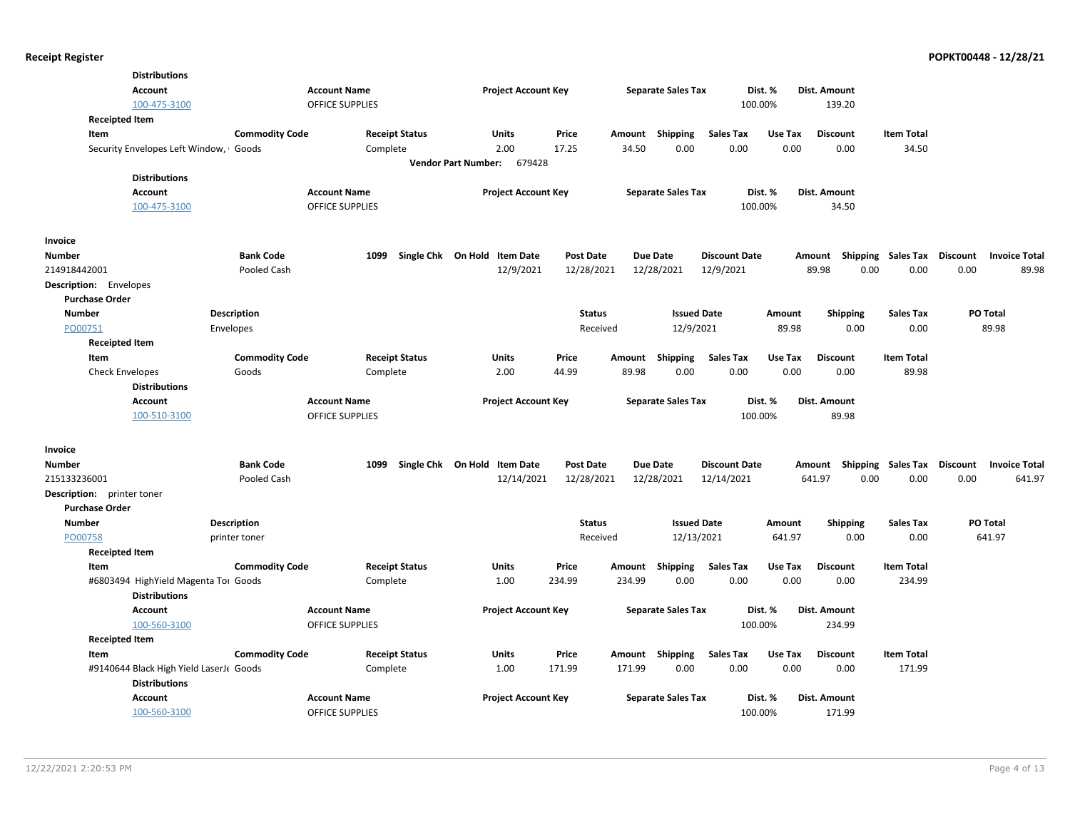**Distributions**

| Account | Account Name | Project Account Key | Separate Sales Tax | Dist. % | Dist. Amount |
|---|---|---|---|---|---|
| 100-475-3100 | OFFICE SUPPLIES | | | 100.00% | 139.20 |

**Receipted Item**

| Item | Commodity Code | Receipt Status | Units | Price | Amount | Shipping | Sales Tax | Use Tax | Discount | Item Total |
|---|---|---|---|---|---|---|---|---|---|---|
| Security Envelopes Left Window, | Goods | Complete | 2.00 | 17.25 | 34.50 | 0.00 | 0.00 | 0.00 | 0.00 | 34.50 |

**Vendor Part Number:** 679428

**Distributions**

| Account | Account Name | Project Account Key | Separate Sales Tax | Dist. % | Dist. Amount |
|---|---|---|---|---|---|
| 100-475-3100 | OFFICE SUPPLIES | | | 100.00% | 34.50 |

**Invoice**

| Number | Bank Code | 1099 | Single Chk | On Hold | Item Date | Post Date | Due Date | Discount Date | Amount | Shipping | Sales Tax | Discount | Invoice Total |
|---|---|---|---|---|---|---|---|---|---|---|---|---|---|
| 214918442001 | Pooled Cash | | | | 12/9/2021 | 12/28/2021 | 12/28/2021 | 12/9/2021 | 89.98 | 0.00 | 0.00 | 0.00 | 89.98 |

**Description:** Envelopes

**Purchase Order**

| Number | Description | Status | Issued Date | Amount | Shipping | Sales Tax | PO Total |
|---|---|---|---|---|---|---|---|
| PO00751 | Envelopes | Received | 12/9/2021 | 89.98 | 0.00 | 0.00 | 89.98 |

**Receipted Item**

| Item | Commodity Code | Receipt Status | Units | Price | Amount | Shipping | Sales Tax | Use Tax | Discount | Item Total |
|---|---|---|---|---|---|---|---|---|---|---|
| Check Envelopes | Goods | Complete | 2.00 | 44.99 | 89.98 | 0.00 | 0.00 | 0.00 | 0.00 | 89.98 |

**Distributions**

| Account | Account Name | Project Account Key | Separate Sales Tax | Dist. % | Dist. Amount |
|---|---|---|---|---|---|
| 100-510-3100 | OFFICE SUPPLIES | | | 100.00% | 89.98 |

**Invoice**

| Number | Bank Code | 1099 | Single Chk | On Hold | Item Date | Post Date | Due Date | Discount Date | Amount | Shipping | Sales Tax | Discount | Invoice Total |
|---|---|---|---|---|---|---|---|---|---|---|---|---|---|
| 215133236001 | Pooled Cash | | | | 12/14/2021 | 12/28/2021 | 12/28/2021 | 12/14/2021 | 641.97 | 0.00 | 0.00 | 0.00 | 641.97 |

**Description:** printer toner

**Purchase Order**

| Number | Description | Status | Issued Date | Amount | Shipping | Sales Tax | PO Total |
|---|---|---|---|---|---|---|---|
| PO00758 | printer toner | Received | 12/13/2021 | 641.97 | 0.00 | 0.00 | 641.97 |

**Receipted Item**

| Item | Commodity Code | Receipt Status | Units | Price | Amount | Shipping | Sales Tax | Use Tax | Discount | Item Total |
|---|---|---|---|---|---|---|---|---|---|---|
| #6803494 HighYield Magenta To | Goods | Complete | 1.00 | 234.99 | 234.99 | 0.00 | 0.00 | 0.00 | 0.00 | 234.99 |

**Distributions**

| Account | Account Name | Project Account Key | Separate Sales Tax | Dist. % | Dist. Amount |
|---|---|---|---|---|---|
| 100-560-3100 | OFFICE SUPPLIES | | | 100.00% | 234.99 |

**Receipted Item**

| Item | Commodity Code | Receipt Status | Units | Price | Amount | Shipping | Sales Tax | Use Tax | Discount | Item Total |
|---|---|---|---|---|---|---|---|---|---|---|
| #9140644 Black High Yield LaserJe | Goods | Complete | 1.00 | 171.99 | 171.99 | 0.00 | 0.00 | 0.00 | 0.00 | 171.99 |

**Distributions**

| Account | Account Name | Project Account Key | Separate Sales Tax | Dist. % | Dist. Amount |
|---|---|---|---|---|---|
| 100-560-3100 | OFFICE SUPPLIES | | | 100.00% | 171.99 |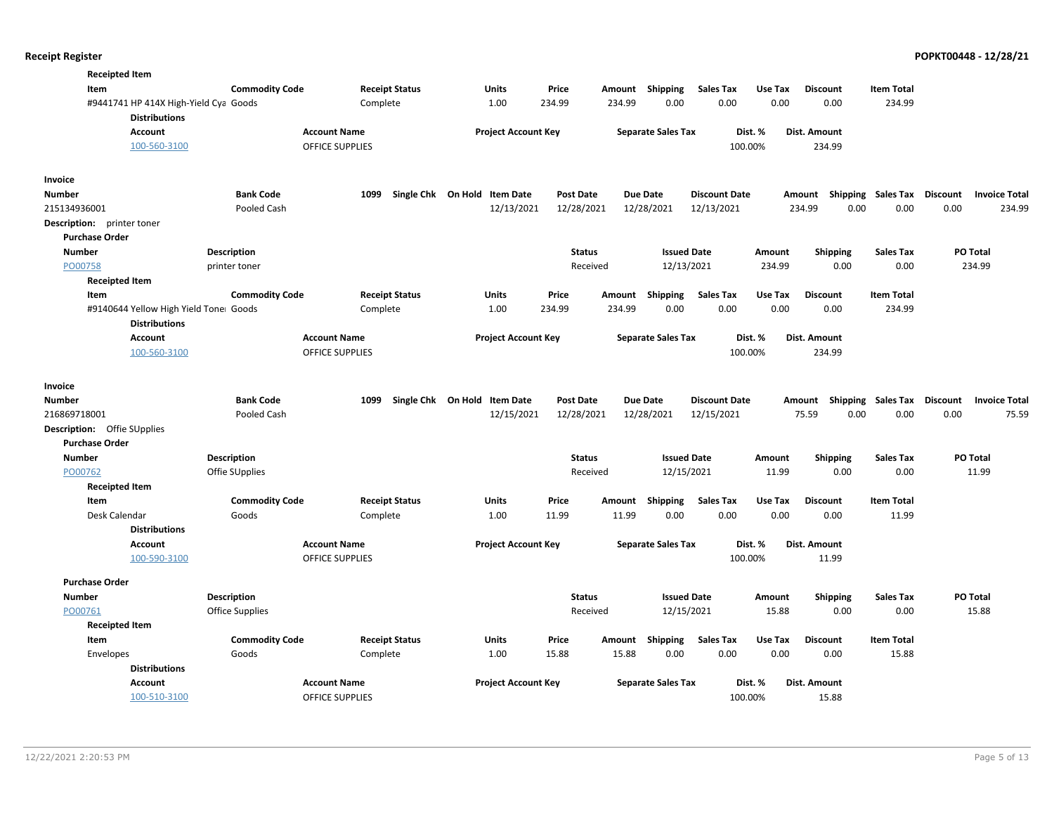**Receipted Item**

| Item | Commodity Code | Receipt Status | Units | Price | Amount | Shipping | Sales Tax | Use Tax | Discount | Item Total |
|---|---|---|---|---|---|---|---|---|---|---|
| #9441741 HP 414X High-Yield Cya | Goods | Complete | 1.00 | 234.99 | 234.99 | 0.00 | 0.00 | 0.00 | 0.00 | 234.99 |

**Distributions**

| Account | Account Name | Project Account Key | Separate Sales Tax | Dist. % | Dist. Amount |
|---|---|---|---|---|---|
| 100-560-3100 | OFFICE SUPPLIES | | | 100.00% | 234.99 |

**Invoice**

| Number | Bank Code | 1099 | Single Chk | On Hold | Item Date | Post Date | Due Date | Discount Date | Amount | Shipping | Sales Tax | Discount | Invoice Total |
|---|---|---|---|---|---|---|---|---|---|---|---|---|---|
| 215134936001 | Pooled Cash | | | | 12/13/2021 | 12/28/2021 | 12/28/2021 | 12/13/2021 | 234.99 | 0.00 | 0.00 | 0.00 | 234.99 |

**Description:** printer toner

**Purchase Order**

| Number | Description | Status | Issued Date | Amount | Shipping | Sales Tax | PO Total |
|---|---|---|---|---|---|---|---|
| PO00758 | printer toner | Received | 12/13/2021 | 234.99 | 0.00 | 0.00 | 234.99 |

**Receipted Item**

| Item | Commodity Code | Receipt Status | Units | Price | Amount | Shipping | Sales Tax | Use Tax | Discount | Item Total |
|---|---|---|---|---|---|---|---|---|---|---|
| #9140644 Yellow High Yield Toner | Goods | Complete | 1.00 | 234.99 | 234.99 | 0.00 | 0.00 | 0.00 | 0.00 | 234.99 |

**Distributions**

| Account | Account Name | Project Account Key | Separate Sales Tax | Dist. % | Dist. Amount |
|---|---|---|---|---|---|
| 100-560-3100 | OFFICE SUPPLIES | | | 100.00% | 234.99 |

**Invoice**

| Number | Bank Code | 1099 | Single Chk | On Hold | Item Date | Post Date | Due Date | Discount Date | Amount | Shipping | Sales Tax | Discount | Invoice Total |
|---|---|---|---|---|---|---|---|---|---|---|---|---|---|
| 216869718001 | Pooled Cash | | | | 12/15/2021 | 12/28/2021 | 12/28/2021 | 12/15/2021 | 75.59 | 0.00 | 0.00 | 0.00 | 75.59 |

**Description:** Offie SUpplies

**Purchase Order**

| Number | Description | Status | Issued Date | Amount | Shipping | Sales Tax | PO Total |
|---|---|---|---|---|---|---|---|
| PO00762 | Offie SUpplies | Received | 12/15/2021 | 11.99 | 0.00 | 0.00 | 11.99 |

**Receipted Item**

| Item | Commodity Code | Receipt Status | Units | Price | Amount | Shipping | Sales Tax | Use Tax | Discount | Item Total |
|---|---|---|---|---|---|---|---|---|---|---|
| Desk Calendar | Goods | Complete | 1.00 | 11.99 | 11.99 | 0.00 | 0.00 | 0.00 | 0.00 | 11.99 |

**Distributions**

| Account | Account Name | Project Account Key | Separate Sales Tax | Dist. % | Dist. Amount |
|---|---|---|---|---|---|
| 100-590-3100 | OFFICE SUPPLIES | | | 100.00% | 11.99 |

**Purchase Order**

| Number | Description | Status | Issued Date | Amount | Shipping | Sales Tax | PO Total |
|---|---|---|---|---|---|---|---|
| PO00761 | Office Supplies | Received | 12/15/2021 | 15.88 | 0.00 | 0.00 | 15.88 |

**Receipted Item**

| Item | Commodity Code | Receipt Status | Units | Price | Amount | Shipping | Sales Tax | Use Tax | Discount | Item Total |
|---|---|---|---|---|---|---|---|---|---|---|
| Envelopes | Goods | Complete | 1.00 | 15.88 | 15.88 | 0.00 | 0.00 | 0.00 | 0.00 | 15.88 |

**Distributions**

| Account | Account Name | Project Account Key | Separate Sales Tax | Dist. % | Dist. Amount |
|---|---|---|---|---|---|
| 100-510-3100 | OFFICE SUPPLIES | | | 100.00% | 15.88 |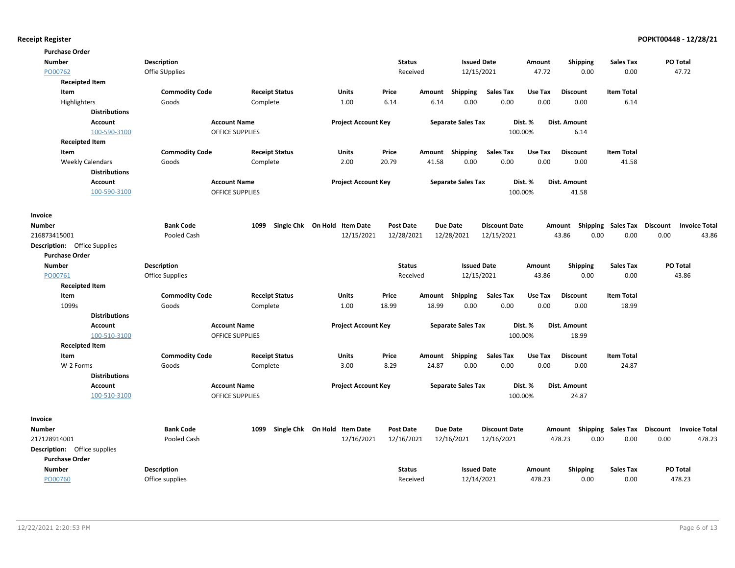**Receipt Register** **POPKT00448 - 12/28/21**

**Purchase Order**

| Number | Description | Status | Issued Date | Amount | Shipping | Sales Tax | PO Total |
|---|---|---|---|---|---|---|---|
| PO00762 | Offie SUpplies | Received | 12/15/2021 | 47.72 | 0.00 | 0.00 | 47.72 |

**Receipted Item**

| Item | Commodity Code | Receipt Status | Units | Price | Amount | Shipping | Sales Tax | Use Tax | Discount | Item Total |
|---|---|---|---|---|---|---|---|---|---|---|
| Highlighters | Goods | Complete | 1.00 | 6.14 | 6.14 | 0.00 | 0.00 | 0.00 | 0.00 | 6.14 |

**Distributions**

| Account | Account Name | Project Account Key | Separate Sales Tax | Dist. % | Dist. Amount |
|---|---|---|---|---|---|
| 100-590-3100 | OFFICE SUPPLIES | | | 100.00% | 6.14 |

**Receipted Item**

| Item | Commodity Code | Receipt Status | Units | Price | Amount | Shipping | Sales Tax | Use Tax | Discount | Item Total |
|---|---|---|---|---|---|---|---|---|---|---|
| Weekly Calendars | Goods | Complete | 2.00 | 20.79 | 41.58 | 0.00 | 0.00 | 0.00 | 0.00 | 41.58 |

**Distributions**

| Account | Account Name | Project Account Key | Separate Sales Tax | Dist. % | Dist. Amount |
|---|---|---|---|---|---|
| 100-590-3100 | OFFICE SUPPLIES | | | 100.00% | 41.58 |

**Invoice**

| Number | Bank Code | 1099 | Single Chk | On Hold | Item Date | Post Date | Due Date | Discount Date | Amount | Shipping | Sales Tax | Discount | Invoice Total |
|---|---|---|---|---|---|---|---|---|---|---|---|---|---|
| 216873415001 | Pooled Cash | | | | 12/15/2021 | 12/28/2021 | 12/28/2021 | 12/15/2021 | 43.86 | 0.00 | 0.00 | 0.00 | 43.86 |

**Description:** Office Supplies

**Purchase Order**

| Number | Description | Status | Issued Date | Amount | Shipping | Sales Tax | PO Total |
|---|---|---|---|---|---|---|---|
| PO00761 | Office Supplies | Received | 12/15/2021 | 43.86 | 0.00 | 0.00 | 43.86 |

**Receipted Item**

| Item | Commodity Code | Receipt Status | Units | Price | Amount | Shipping | Sales Tax | Use Tax | Discount | Item Total |
|---|---|---|---|---|---|---|---|---|---|---|
| 1099s | Goods | Complete | 1.00 | 18.99 | 18.99 | 0.00 | 0.00 | 0.00 | 0.00 | 18.99 |

**Distributions**

| Account | Account Name | Project Account Key | Separate Sales Tax | Dist. % | Dist. Amount |
|---|---|---|---|---|---|
| 100-510-3100 | OFFICE SUPPLIES | | | 100.00% | 18.99 |

**Receipted Item**

| Item | Commodity Code | Receipt Status | Units | Price | Amount | Shipping | Sales Tax | Use Tax | Discount | Item Total |
|---|---|---|---|---|---|---|---|---|---|---|
| W-2 Forms | Goods | Complete | 3.00 | 8.29 | 24.87 | 0.00 | 0.00 | 0.00 | 0.00 | 24.87 |

**Distributions**

| Account | Account Name | Project Account Key | Separate Sales Tax | Dist. % | Dist. Amount |
|---|---|---|---|---|---|
| 100-510-3100 | OFFICE SUPPLIES | | | 100.00% | 24.87 |

**Invoice**

| Number | Bank Code | 1099 | Single Chk | On Hold | Item Date | Post Date | Due Date | Discount Date | Amount | Shipping | Sales Tax | Discount | Invoice Total |
|---|---|---|---|---|---|---|---|---|---|---|---|---|---|
| 217128914001 | Pooled Cash | | | | 12/16/2021 | 12/16/2021 | 12/16/2021 | 12/16/2021 | 478.23 | 0.00 | 0.00 | 0.00 | 478.23 |

**Description:** Office supplies

**Purchase Order**

| Number | Description | Status | Issued Date | Amount | Shipping | Sales Tax | PO Total |
|---|---|---|---|---|---|---|---|
| PO00760 | Office supplies | Received | 12/14/2021 | 478.23 | 0.00 | 0.00 | 478.23 |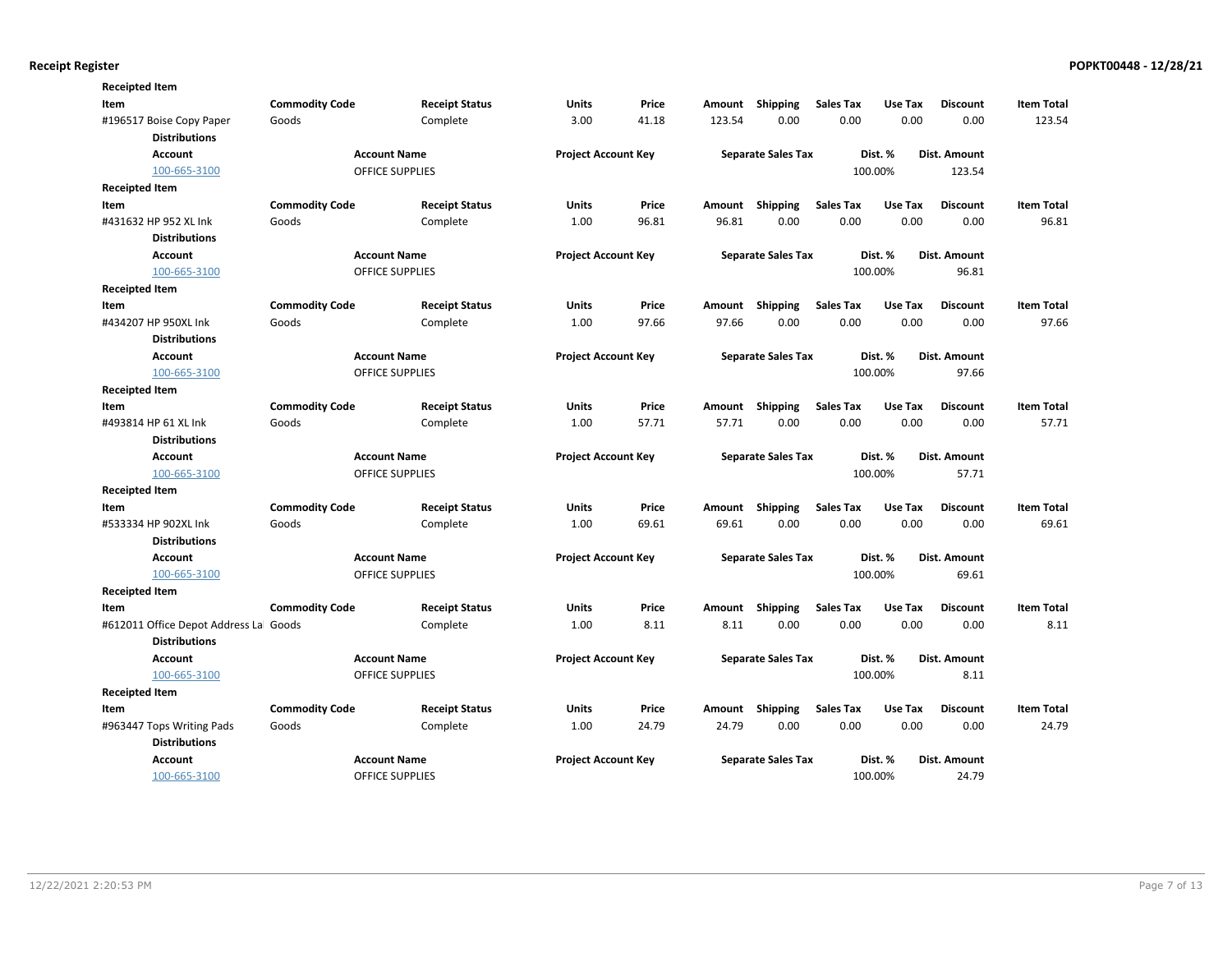**Receipted Item**

| Item | Commodity Code | Receipt Status | Units | Price | Amount | Shipping | Sales Tax | Use Tax | Discount | Item Total |
|---|---|---|---|---|---|---|---|---|---|---|
| #196517 Boise Copy Paper | Goods | Complete | 3.00 | 41.18 | 123.54 | 0.00 | 0.00 | 0.00 | 0.00 | 123.54 |

**Distributions**

| Account | Account Name | Project Account Key | Separate Sales Tax | Dist. % | Dist. Amount |
|---|---|---|---|---|---|
| 100-665-3100 | OFFICE SUPPLIES | | | 100.00% | 123.54 |

**Receipted Item**

| Item | Commodity Code | Receipt Status | Units | Price | Amount | Shipping | Sales Tax | Use Tax | Discount | Item Total |
|---|---|---|---|---|---|---|---|---|---|---|
| #431632 HP 952 XL Ink | Goods | Complete | 1.00 | 96.81 | 96.81 | 0.00 | 0.00 | 0.00 | 0.00 | 96.81 |

**Distributions**

| Account | Account Name | Project Account Key | Separate Sales Tax | Dist. % | Dist. Amount |
|---|---|---|---|---|---|
| 100-665-3100 | OFFICE SUPPLIES | | | 100.00% | 96.81 |

**Receipted Item**

| Item | Commodity Code | Receipt Status | Units | Price | Amount | Shipping | Sales Tax | Use Tax | Discount | Item Total |
|---|---|---|---|---|---|---|---|---|---|---|
| #434207 HP 950XL Ink | Goods | Complete | 1.00 | 97.66 | 97.66 | 0.00 | 0.00 | 0.00 | 0.00 | 97.66 |

**Distributions**

| Account | Account Name | Project Account Key | Separate Sales Tax | Dist. % | Dist. Amount |
|---|---|---|---|---|---|
| 100-665-3100 | OFFICE SUPPLIES | | | 100.00% | 97.66 |

**Receipted Item**

| Item | Commodity Code | Receipt Status | Units | Price | Amount | Shipping | Sales Tax | Use Tax | Discount | Item Total |
|---|---|---|---|---|---|---|---|---|---|---|
| #493814 HP 61 XL Ink | Goods | Complete | 1.00 | 57.71 | 57.71 | 0.00 | 0.00 | 0.00 | 0.00 | 57.71 |

**Distributions**

| Account | Account Name | Project Account Key | Separate Sales Tax | Dist. % | Dist. Amount |
|---|---|---|---|---|---|
| 100-665-3100 | OFFICE SUPPLIES | | | 100.00% | 57.71 |

**Receipted Item**

| Item | Commodity Code | Receipt Status | Units | Price | Amount | Shipping | Sales Tax | Use Tax | Discount | Item Total |
|---|---|---|---|---|---|---|---|---|---|---|
| #533334 HP 902XL Ink | Goods | Complete | 1.00 | 69.61 | 69.61 | 0.00 | 0.00 | 0.00 | 0.00 | 69.61 |

**Distributions**

| Account | Account Name | Project Account Key | Separate Sales Tax | Dist. % | Dist. Amount |
|---|---|---|---|---|---|
| 100-665-3100 | OFFICE SUPPLIES | | | 100.00% | 69.61 |

**Receipted Item**

| Item | Commodity Code | Receipt Status | Units | Price | Amount | Shipping | Sales Tax | Use Tax | Discount | Item Total |
|---|---|---|---|---|---|---|---|---|---|---|
| #612011 Office Depot Address La | Goods | Complete | 1.00 | 8.11 | 8.11 | 0.00 | 0.00 | 0.00 | 0.00 | 8.11 |

**Distributions**

| Account | Account Name | Project Account Key | Separate Sales Tax | Dist. % | Dist. Amount |
|---|---|---|---|---|---|
| 100-665-3100 | OFFICE SUPPLIES | | | 100.00% | 8.11 |

**Receipted Item**

| Item | Commodity Code | Receipt Status | Units | Price | Amount | Shipping | Sales Tax | Use Tax | Discount | Item Total |
|---|---|---|---|---|---|---|---|---|---|---|
| #963447 Tops Writing Pads | Goods | Complete | 1.00 | 24.79 | 24.79 | 0.00 | 0.00 | 0.00 | 0.00 | 24.79 |

**Distributions**

| Account | Account Name | Project Account Key | Separate Sales Tax | Dist. % | Dist. Amount |
|---|---|---|---|---|---|
| 100-665-3100 | OFFICE SUPPLIES | | | 100.00% | 24.79 |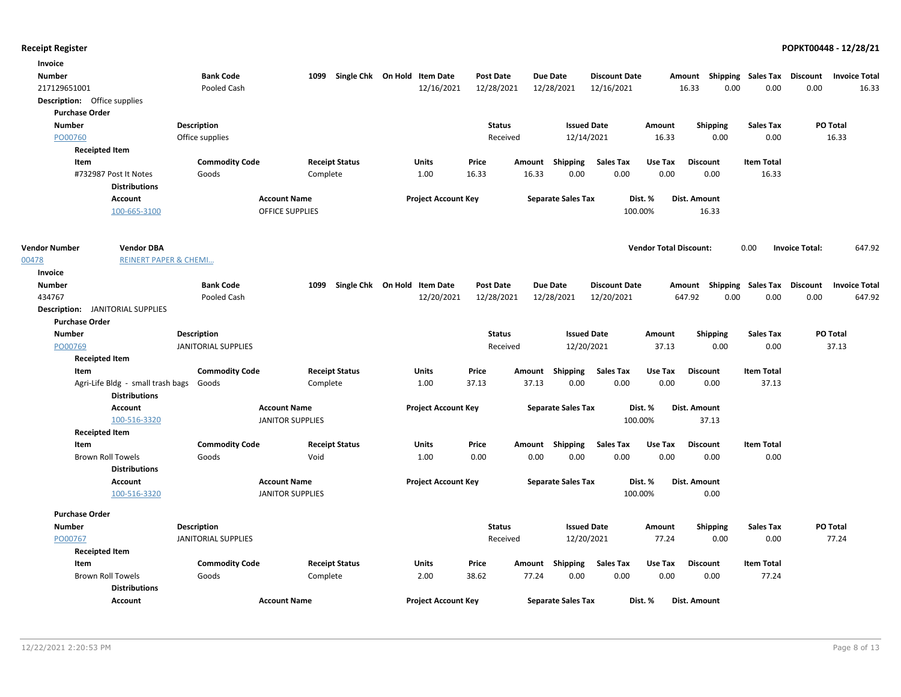**Invoice**

| Number | Bank Code | 1099 | Single Chk | On Hold | Item Date | Post Date | Due Date | Discount Date | Amount | Shipping | Sales Tax | Discount | Invoice Total |
|---|---|---|---|---|---|---|---|---|---|---|---|---|---|
| 217129651001 | Pooled Cash | | | | 12/16/2021 | 12/28/2021 | 12/28/2021 | 12/16/2021 | 16.33 | 0.00 | 0.00 | 0.00 | 16.33 |

**Description:** Office supplies

**Purchase Order**

| Number | Description | Status | Issued Date | Amount | Shipping | Sales Tax | PO Total |
|---|---|---|---|---|---|---|---|
| PO00760 | Office supplies | Received | 12/14/2021 | 16.33 | 0.00 | 0.00 | 16.33 |

**Receipted Item**

| Item | Commodity Code | Receipt Status | Units | Price | Amount | Shipping | Sales Tax | Use Tax | Discount | Item Total |
|---|---|---|---|---|---|---|---|---|---|---|
| #732987 Post It Notes | Goods | Complete | 1.00 | 16.33 | 16.33 | 0.00 | 0.00 | 0.00 | 0.00 | 16.33 |

**Distributions**

| Account | Account Name | Project Account Key | Separate Sales Tax | Dist. % | Dist. Amount |
|---|---|---|---|---|---|
| 100-665-3100 | OFFICE SUPPLIES | | | 100.00% | 16.33 |

| Vendor Number | Vendor DBA | Vendor Total Discount: | 0.00 | Invoice Total: | 647.92 |
|---|---|---|---|---|---|
| 00478 | REINERT PAPER & CHEMI... | | | | |

**Invoice**

| Number | Bank Code | 1099 | Single Chk | On Hold | Item Date | Post Date | Due Date | Discount Date | Amount | Shipping | Sales Tax | Discount | Invoice Total |
|---|---|---|---|---|---|---|---|---|---|---|---|---|---|
| 434767 | Pooled Cash | | | | 12/20/2021 | 12/28/2021 | 12/28/2021 | 12/20/2021 | 647.92 | 0.00 | 0.00 | 0.00 | 647.92 |

**Description:** JANITORIAL SUPPLIES

**Purchase Order**

| Number | Description | Status | Issued Date | Amount | Shipping | Sales Tax | PO Total |
|---|---|---|---|---|---|---|---|
| PO00769 | JANITORIAL SUPPLIES | Received | 12/20/2021 | 37.13 | 0.00 | 0.00 | 37.13 |

**Receipted Item**

| Item | Commodity Code | Receipt Status | Units | Price | Amount | Shipping | Sales Tax | Use Tax | Discount | Item Total |
|---|---|---|---|---|---|---|---|---|---|---|
| Agri-Life Bldg - small trash bags | Goods | Complete | 1.00 | 37.13 | 37.13 | 0.00 | 0.00 | 0.00 | 0.00 | 37.13 |

**Distributions**

| Account | Account Name | Project Account Key | Separate Sales Tax | Dist. % | Dist. Amount |
|---|---|---|---|---|---|
| 100-516-3320 | JANITOR SUPPLIES | | | 100.00% | 37.13 |

**Receipted Item**

| Item | Commodity Code | Receipt Status | Units | Price | Amount | Shipping | Sales Tax | Use Tax | Discount | Item Total |
|---|---|---|---|---|---|---|---|---|---|---|
| Brown Roll Towels | Goods | Void | 1.00 | 0.00 | 0.00 | 0.00 | 0.00 | 0.00 | 0.00 | 0.00 |

**Distributions**

| Account | Account Name | Project Account Key | Separate Sales Tax | Dist. % | Dist. Amount |
|---|---|---|---|---|---|
| 100-516-3320 | JANITOR SUPPLIES | | | 100.00% | 0.00 |

**Purchase Order**

| Number | Description | Status | Issued Date | Amount | Shipping | Sales Tax | PO Total |
|---|---|---|---|---|---|---|---|
| PO00767 | JANITORIAL SUPPLIES | Received | 12/20/2021 | 77.24 | 0.00 | 0.00 | 77.24 |

**Receipted Item**

| Item | Commodity Code | Receipt Status | Units | Price | Amount | Shipping | Sales Tax | Use Tax | Discount | Item Total |
|---|---|---|---|---|---|---|---|---|---|---|
| Brown Roll Towels | Goods | Complete | 2.00 | 38.62 | 77.24 | 0.00 | 0.00 | 0.00 | 0.00 | 77.24 |

**Distributions**

| Account | Account Name | Project Account Key | Separate Sales Tax | Dist. % | Dist. Amount |
|---|---|---|---|---|---|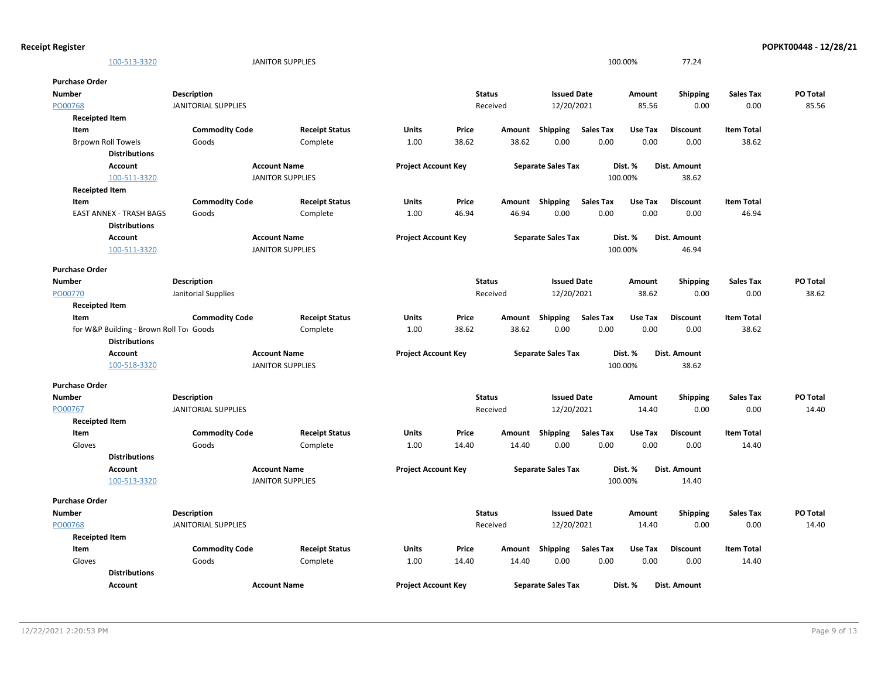| Account | Account Name | Project Account Key | Separate Sales Tax | Dist. % | Dist. Amount |
|---|---|---|---|---|---|
| 100-513-3320 | JANITOR SUPPLIES | | | 100.00% | 77.24 |

**Purchase Order**

| Number | Description | Status | Issued Date | Amount | Shipping | Sales Tax | PO Total |
|---|---|---|---|---|---|---|---|
| PO00768 | JANITORIAL SUPPLIES | Received | 12/20/2021 | 85.56 | 0.00 | 0.00 | 85.56 |

**Receipted Item**

| Item | Commodity Code | Receipt Status | Units | Price | Amount | Shipping | Sales Tax | Use Tax | Discount | Item Total |
|---|---|---|---|---|---|---|---|---|---|---|
| Brpown Roll Towels | Goods | Complete | 1.00 | 38.62 | 38.62 | 0.00 | 0.00 | 0.00 | 0.00 | 38.62 |

**Distributions**

| Account | Account Name | Project Account Key | Separate Sales Tax | Dist. % | Dist. Amount |
|---|---|---|---|---|---|
| 100-511-3320 | JANITOR SUPPLIES | | | 100.00% | 38.62 |

**Receipted Item**

| Item | Commodity Code | Receipt Status | Units | Price | Amount | Shipping | Sales Tax | Use Tax | Discount | Item Total |
|---|---|---|---|---|---|---|---|---|---|---|
| EAST ANNEX - TRASH BAGS | Goods | Complete | 1.00 | 46.94 | 46.94 | 0.00 | 0.00 | 0.00 | 0.00 | 46.94 |

**Distributions**

| Account | Account Name | Project Account Key | Separate Sales Tax | Dist. % | Dist. Amount |
|---|---|---|---|---|---|
| 100-511-3320 | JANITOR SUPPLIES | | | 100.00% | 46.94 |

**Purchase Order**

| Number | Description | Status | Issued Date | Amount | Shipping | Sales Tax | PO Total |
|---|---|---|---|---|---|---|---|
| PO00770 | Janitorial Supplies | Received | 12/20/2021 | 38.62 | 0.00 | 0.00 | 38.62 |

**Receipted Item**

| Item | Commodity Code | Receipt Status | Units | Price | Amount | Shipping | Sales Tax | Use Tax | Discount | Item Total |
|---|---|---|---|---|---|---|---|---|---|---|
| for W&P Building - Brown Roll Tov | Goods | Complete | 1.00 | 38.62 | 38.62 | 0.00 | 0.00 | 0.00 | 0.00 | 38.62 |

**Distributions**

| Account | Account Name | Project Account Key | Separate Sales Tax | Dist. % | Dist. Amount |
|---|---|---|---|---|---|
| 100-518-3320 | JANITOR SUPPLIES | | | 100.00% | 38.62 |

**Purchase Order**

| Number | Description | Status | Issued Date | Amount | Shipping | Sales Tax | PO Total |
|---|---|---|---|---|---|---|---|
| PO00767 | JANITORIAL SUPPLIES | Received | 12/20/2021 | 14.40 | 0.00 | 0.00 | 14.40 |

**Receipted Item**

| Item | Commodity Code | Receipt Status | Units | Price | Amount | Shipping | Sales Tax | Use Tax | Discount | Item Total |
|---|---|---|---|---|---|---|---|---|---|---|
| Gloves | Goods | Complete | 1.00 | 14.40 | 14.40 | 0.00 | 0.00 | 0.00 | 0.00 | 14.40 |

**Distributions**

| Account | Account Name | Project Account Key | Separate Sales Tax | Dist. % | Dist. Amount |
|---|---|---|---|---|---|
| 100-513-3320 | JANITOR SUPPLIES | | | 100.00% | 14.40 |

**Purchase Order**

| Number | Description | Status | Issued Date | Amount | Shipping | Sales Tax | PO Total |
|---|---|---|---|---|---|---|---|
| PO00768 | JANITORIAL SUPPLIES | Received | 12/20/2021 | 14.40 | 0.00 | 0.00 | 14.40 |

**Receipted Item**

| Item | Commodity Code | Receipt Status | Units | Price | Amount | Shipping | Sales Tax | Use Tax | Discount | Item Total |
|---|---|---|---|---|---|---|---|---|---|---|
| Gloves | Goods | Complete | 1.00 | 14.40 | 14.40 | 0.00 | 0.00 | 0.00 | 0.00 | 14.40 |

**Distributions**

| Account | Account Name | Project Account Key | Separate Sales Tax | Dist. % | Dist. Amount |
|---|---|---|---|---|---|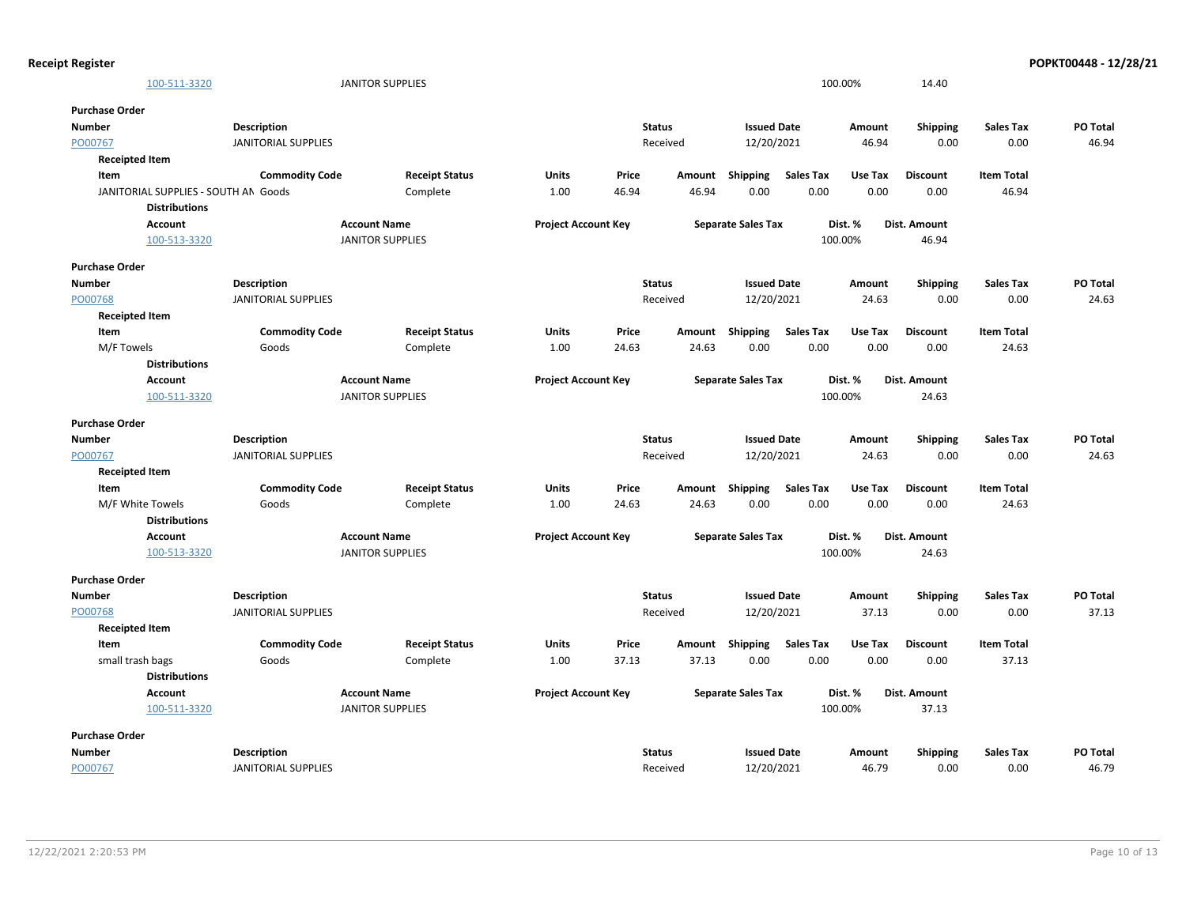| Account | Account Name | Project Account Key | Separate Sales Tax | Dist. % | Dist. Amount |
|---|---|---|---|---|---|
| 100-511-3320 | JANITOR SUPPLIES | | | 100.00% | 14.40 |

**Purchase Order**

| Number | Description | Status | Issued Date | Amount | Shipping | Sales Tax | PO Total |
|---|---|---|---|---|---|---|---|
| PO00767 | JANITORIAL SUPPLIES | Received | 12/20/2021 | 46.94 | 0.00 | 0.00 | 46.94 |

**Receipted Item**

| Item | Commodity Code | Receipt Status | Units | Price | Amount | Shipping | Sales Tax | Use Tax | Discount | Item Total |
|---|---|---|---|---|---|---|---|---|---|---|
| JANITORIAL SUPPLIES - SOUTH AN | Goods | Complete | 1.00 | 46.94 | 46.94 | 0.00 | 0.00 | 0.00 | 0.00 | 46.94 |

**Distributions**

| Account | Account Name | Project Account Key | Separate Sales Tax | Dist. % | Dist. Amount |
|---|---|---|---|---|---|
| 100-513-3320 | JANITOR SUPPLIES | | | 100.00% | 46.94 |

**Purchase Order**

| Number | Description | Status | Issued Date | Amount | Shipping | Sales Tax | PO Total |
|---|---|---|---|---|---|---|---|
| PO00768 | JANITORIAL SUPPLIES | Received | 12/20/2021 | 24.63 | 0.00 | 0.00 | 24.63 |

**Receipted Item**

| Item | Commodity Code | Receipt Status | Units | Price | Amount | Shipping | Sales Tax | Use Tax | Discount | Item Total |
|---|---|---|---|---|---|---|---|---|---|---|
| M/F Towels | Goods | Complete | 1.00 | 24.63 | 24.63 | 0.00 | 0.00 | 0.00 | 0.00 | 24.63 |

**Distributions**

| Account | Account Name | Project Account Key | Separate Sales Tax | Dist. % | Dist. Amount |
|---|---|---|---|---|---|
| 100-511-3320 | JANITOR SUPPLIES | | | 100.00% | 24.63 |

**Purchase Order**

| Number | Description | Status | Issued Date | Amount | Shipping | Sales Tax | PO Total |
|---|---|---|---|---|---|---|---|
| PO00767 | JANITORIAL SUPPLIES | Received | 12/20/2021 | 24.63 | 0.00 | 0.00 | 24.63 |

**Receipted Item**

| Item | Commodity Code | Receipt Status | Units | Price | Amount | Shipping | Sales Tax | Use Tax | Discount | Item Total |
|---|---|---|---|---|---|---|---|---|---|---|
| M/F White Towels | Goods | Complete | 1.00 | 24.63 | 24.63 | 0.00 | 0.00 | 0.00 | 0.00 | 24.63 |

**Distributions**

| Account | Account Name | Project Account Key | Separate Sales Tax | Dist. % | Dist. Amount |
|---|---|---|---|---|---|
| 100-513-3320 | JANITOR SUPPLIES | | | 100.00% | 24.63 |

**Purchase Order**

| Number | Description | Status | Issued Date | Amount | Shipping | Sales Tax | PO Total |
|---|---|---|---|---|---|---|---|
| PO00768 | JANITORIAL SUPPLIES | Received | 12/20/2021 | 37.13 | 0.00 | 0.00 | 37.13 |

**Receipted Item**

| Item | Commodity Code | Receipt Status | Units | Price | Amount | Shipping | Sales Tax | Use Tax | Discount | Item Total |
|---|---|---|---|---|---|---|---|---|---|---|
| small trash bags | Goods | Complete | 1.00 | 37.13 | 37.13 | 0.00 | 0.00 | 0.00 | 0.00 | 37.13 |

**Distributions**

| Account | Account Name | Project Account Key | Separate Sales Tax | Dist. % | Dist. Amount |
|---|---|---|---|---|---|
| 100-511-3320 | JANITOR SUPPLIES | | | 100.00% | 37.13 |

**Purchase Order**

| Number | Description | Status | Issued Date | Amount | Shipping | Sales Tax | PO Total |
|---|---|---|---|---|---|---|---|
| PO00767 | JANITORIAL SUPPLIES | Received | 12/20/2021 | 46.79 | 0.00 | 0.00 | 46.79 |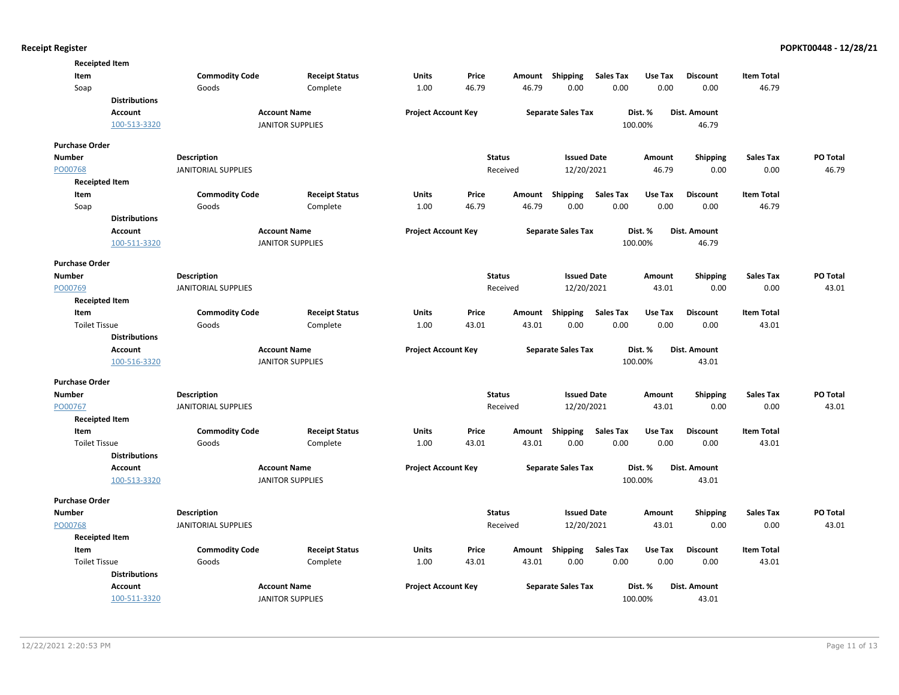**Receipted Item**

| Item | Commodity Code | Receipt Status | Units | Price | Amount | Shipping | Sales Tax | Use Tax | Discount | Item Total |
|---|---|---|---|---|---|---|---|---|---|---|
| Soap | Goods | Complete | 1.00 | 46.79 | 46.79 | 0.00 | 0.00 | 0.00 | 0.00 | 46.79 |

**Distributions**

| Account | Account Name | Project Account Key | Separate Sales Tax | Dist. % | Dist. Amount |
|---|---|---|---|---|---|
| 100-513-3320 | JANITOR SUPPLIES | | | 100.00% | 46.79 |

**Purchase Order**

| Number | Description | Status | Issued Date | Amount | Shipping | Sales Tax | PO Total |
|---|---|---|---|---|---|---|---|
| PO00768 | JANITORIAL SUPPLIES | Received | 12/20/2021 | 46.79 | 0.00 | 0.00 | 46.79 |

**Receipted Item**

| Item | Commodity Code | Receipt Status | Units | Price | Amount | Shipping | Sales Tax | Use Tax | Discount | Item Total |
|---|---|---|---|---|---|---|---|---|---|---|
| Soap | Goods | Complete | 1.00 | 46.79 | 46.79 | 0.00 | 0.00 | 0.00 | 0.00 | 46.79 |

**Distributions**

| Account | Account Name | Project Account Key | Separate Sales Tax | Dist. % | Dist. Amount |
|---|---|---|---|---|---|
| 100-511-3320 | JANITOR SUPPLIES | | | 100.00% | 46.79 |

**Purchase Order**

| Number | Description | Status | Issued Date | Amount | Shipping | Sales Tax | PO Total |
|---|---|---|---|---|---|---|---|
| PO00769 | JANITORIAL SUPPLIES | Received | 12/20/2021 | 43.01 | 0.00 | 0.00 | 43.01 |

**Receipted Item**

| Item | Commodity Code | Receipt Status | Units | Price | Amount | Shipping | Sales Tax | Use Tax | Discount | Item Total |
|---|---|---|---|---|---|---|---|---|---|---|
| Toilet Tissue | Goods | Complete | 1.00 | 43.01 | 43.01 | 0.00 | 0.00 | 0.00 | 0.00 | 43.01 |

**Distributions**

| Account | Account Name | Project Account Key | Separate Sales Tax | Dist. % | Dist. Amount |
|---|---|---|---|---|---|
| 100-516-3320 | JANITOR SUPPLIES | | | 100.00% | 43.01 |

**Purchase Order**

| Number | Description | Status | Issued Date | Amount | Shipping | Sales Tax | PO Total |
|---|---|---|---|---|---|---|---|
| PO00767 | JANITORIAL SUPPLIES | Received | 12/20/2021 | 43.01 | 0.00 | 0.00 | 43.01 |

**Receipted Item**

| Item | Commodity Code | Receipt Status | Units | Price | Amount | Shipping | Sales Tax | Use Tax | Discount | Item Total |
|---|---|---|---|---|---|---|---|---|---|---|
| Toilet Tissue | Goods | Complete | 1.00 | 43.01 | 43.01 | 0.00 | 0.00 | 0.00 | 0.00 | 43.01 |

**Distributions**

| Account | Account Name | Project Account Key | Separate Sales Tax | Dist. % | Dist. Amount |
|---|---|---|---|---|---|
| 100-513-3320 | JANITOR SUPPLIES | | | 100.00% | 43.01 |

**Purchase Order**

| Number | Description | Status | Issued Date | Amount | Shipping | Sales Tax | PO Total |
|---|---|---|---|---|---|---|---|
| PO00768 | JANITORIAL SUPPLIES | Received | 12/20/2021 | 43.01 | 0.00 | 0.00 | 43.01 |

**Receipted Item**

| Item | Commodity Code | Receipt Status | Units | Price | Amount | Shipping | Sales Tax | Use Tax | Discount | Item Total |
|---|---|---|---|---|---|---|---|---|---|---|
| Toilet Tissue | Goods | Complete | 1.00 | 43.01 | 43.01 | 0.00 | 0.00 | 0.00 | 0.00 | 43.01 |

**Distributions**

| Account | Account Name | Project Account Key | Separate Sales Tax | Dist. % | Dist. Amount |
|---|---|---|---|---|---|
| 100-511-3320 | JANITOR SUPPLIES | | | 100.00% | 43.01 |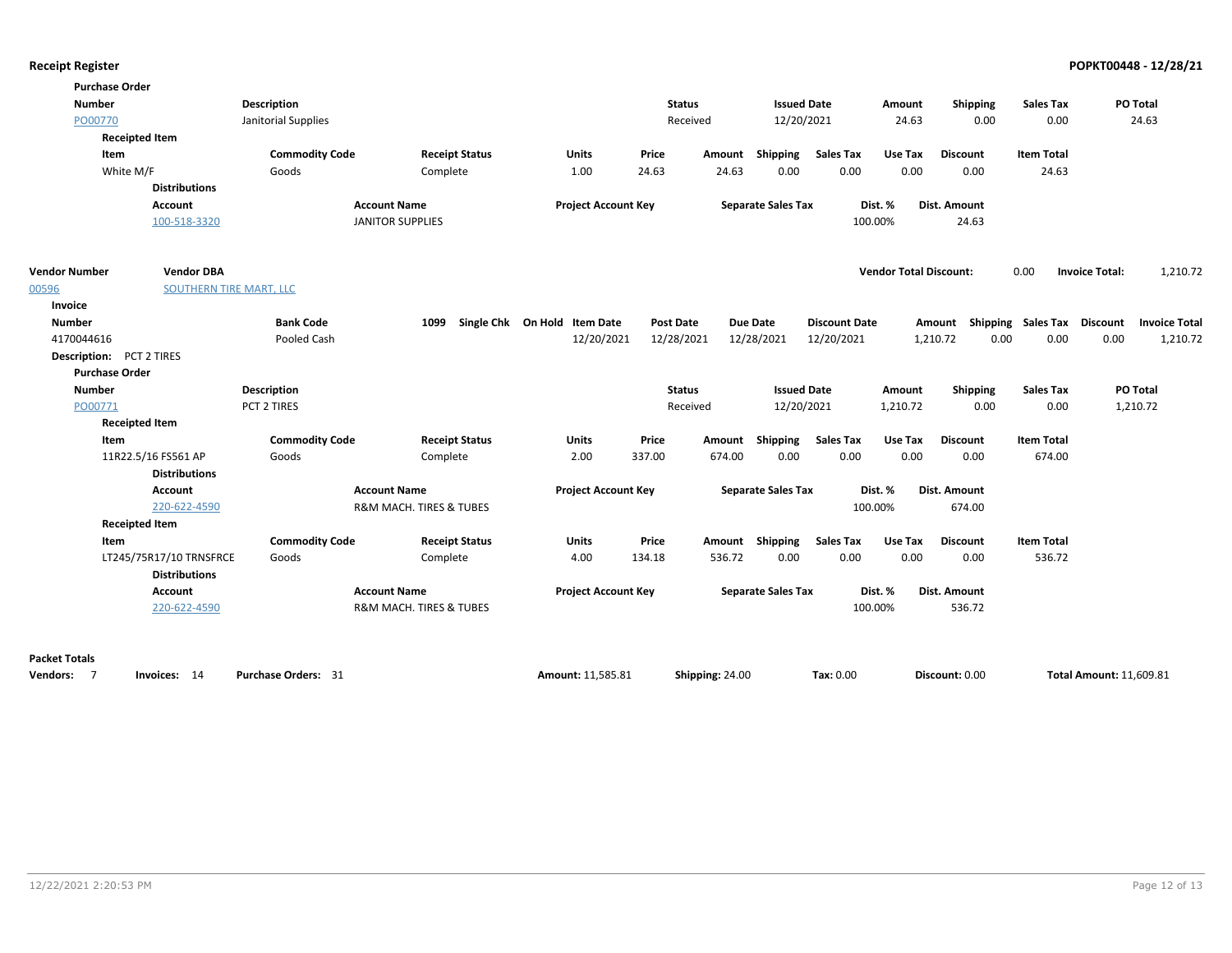**Receipt Register** — POPKT00448 - 12/28/21

**Purchase Order**

| Number | Description | Status | Issued Date | Amount | Shipping | Sales Tax | PO Total |
|---|---|---|---|---|---|---|---|
| PO00770 | Janitorial Supplies | Received | 12/20/2021 | 24.63 | 0.00 | 0.00 | 24.63 |

**Receipted Item**

| Item | Commodity Code | Receipt Status | Units | Price | Amount | Shipping | Sales Tax | Use Tax | Discount | Item Total |
|---|---|---|---|---|---|---|---|---|---|---|
| White M/F | Goods | Complete | 1.00 | 24.63 | 24.63 | 0.00 | 0.00 | 0.00 | 0.00 | 24.63 |

**Distributions**

| Account | Account Name | Project Account Key | Separate Sales Tax | Dist. % | Dist. Amount |
|---|---|---|---|---|---|
| 100-518-3320 | JANITOR SUPPLIES | | | 100.00% | 24.63 |

| Vendor Number | Vendor DBA | Vendor Total Discount: | Invoice Total: |
|---|---|---|---|
| 00596 | SOUTHERN TIRE MART, LLC | 0.00 | 1,210.72 |

**Invoice**

| Number | Bank Code | 1099 | Single Chk | On Hold | Item Date | Post Date | Due Date | Discount Date | Amount | Shipping | Sales Tax | Discount | Invoice Total |
|---|---|---|---|---|---|---|---|---|---|---|---|---|---|
| 4170044616 | Pooled Cash | | | | 12/20/2021 | 12/28/2021 | 12/28/2021 | 12/20/2021 | 1,210.72 | 0.00 | 0.00 | 0.00 | 1,210.72 |

**Description:** PCT 2 TIRES

**Purchase Order**

| Number | Description | Status | Issued Date | Amount | Shipping | Sales Tax | PO Total |
|---|---|---|---|---|---|---|---|
| PO00771 | PCT 2 TIRES | Received | 12/20/2021 | 1,210.72 | 0.00 | 0.00 | 1,210.72 |

**Receipted Item**

| Item | Commodity Code | Receipt Status | Units | Price | Amount | Shipping | Sales Tax | Use Tax | Discount | Item Total |
|---|---|---|---|---|---|---|---|---|---|---|
| 11R22.5/16 FS561 AP | Goods | Complete | 2.00 | 337.00 | 674.00 | 0.00 | 0.00 | 0.00 | 0.00 | 674.00 |

**Distributions**

| Account | Account Name | Project Account Key | Separate Sales Tax | Dist. % | Dist. Amount |
|---|---|---|---|---|---|
| 220-622-4590 | R&M MACH. TIRES & TUBES | | | 100.00% | 674.00 |

**Receipted Item**

| Item | Commodity Code | Receipt Status | Units | Price | Amount | Shipping | Sales Tax | Use Tax | Discount | Item Total |
|---|---|---|---|---|---|---|---|---|---|---|
| LT245/75R17/10 TRNSFRCE | Goods | Complete | 4.00 | 134.18 | 536.72 | 0.00 | 0.00 | 0.00 | 0.00 | 536.72 |

**Distributions**

| Account | Account Name | Project Account Key | Separate Sales Tax | Dist. % | Dist. Amount |
|---|---|---|---|---|---|
| 220-622-4590 | R&M MACH. TIRES & TUBES | | | 100.00% | 536.72 |

**Packet Totals**

| Vendors: | Invoices: | Purchase Orders: | Amount: | Shipping: | Tax: | Discount: | Total Amount: |
|---|---|---|---|---|---|---|---|
| 7 | 14 | 31 | 11,585.81 | 24.00 | 0.00 | 0.00 | 11,609.81 |

12/22/2021 2:20:53 PM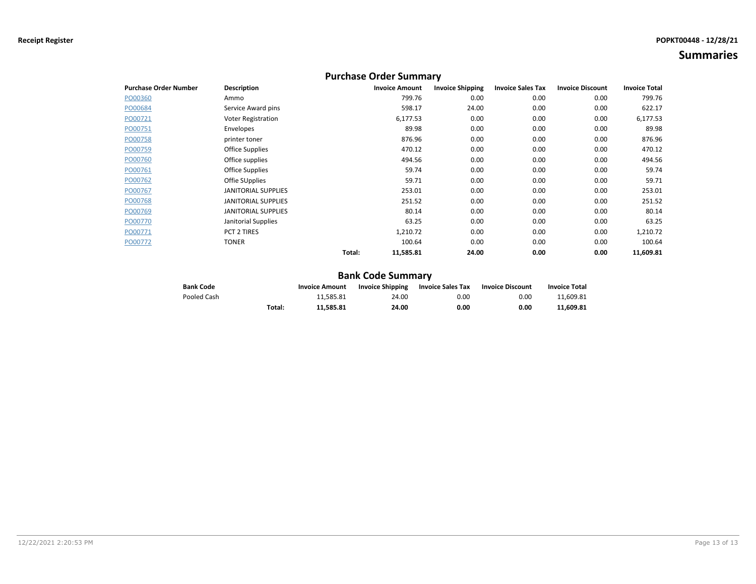**Receipt Register** | **POPKT00448 - 12/28/21**

# Summaries

## Purchase Order Summary

| Purchase Order Number | Description | | Invoice Amount | Invoice Shipping | Invoice Sales Tax | Invoice Discount | Invoice Total |
|---|---|---|---|---|---|---|---|
| PO00360 | Ammo | | 799.76 | 0.00 | 0.00 | 0.00 | 799.76 |
| PO00684 | Service Award pins | | 598.17 | 24.00 | 0.00 | 0.00 | 622.17 |
| PO00721 | Voter Registration | | 6,177.53 | 0.00 | 0.00 | 0.00 | 6,177.53 |
| PO00751 | Envelopes | | 89.98 | 0.00 | 0.00 | 0.00 | 89.98 |
| PO00758 | printer toner | | 876.96 | 0.00 | 0.00 | 0.00 | 876.96 |
| PO00759 | Office Supplies | | 470.12 | 0.00 | 0.00 | 0.00 | 470.12 |
| PO00760 | Office supplies | | 494.56 | 0.00 | 0.00 | 0.00 | 494.56 |
| PO00761 | Office Supplies | | 59.74 | 0.00 | 0.00 | 0.00 | 59.74 |
| PO00762 | Offie SUpplies | | 59.71 | 0.00 | 0.00 | 0.00 | 59.71 |
| PO00767 | JANITORIAL SUPPLIES | | 253.01 | 0.00 | 0.00 | 0.00 | 253.01 |
| PO00768 | JANITORIAL SUPPLIES | | 251.52 | 0.00 | 0.00 | 0.00 | 251.52 |
| PO00769 | JANITORIAL SUPPLIES | | 80.14 | 0.00 | 0.00 | 0.00 | 80.14 |
| PO00770 | Janitorial Supplies | | 63.25 | 0.00 | 0.00 | 0.00 | 63.25 |
| PO00771 | PCT 2 TIRES | | 1,210.72 | 0.00 | 0.00 | 0.00 | 1,210.72 |
| PO00772 | TONER | | 100.64 | 0.00 | 0.00 | 0.00 | 100.64 |
| | | **Total:** | **11,585.81** | **24.00** | **0.00** | **0.00** | **11,609.81** |

## Bank Code Summary

| Bank Code | | Invoice Amount | Invoice Shipping | Invoice Sales Tax | Invoice Discount | Invoice Total |
|---|---|---|---|---|---|---|
| Pooled Cash | | 11,585.81 | 24.00 | 0.00 | 0.00 | 11,609.81 |
| | **Total:** | **11,585.81** | **24.00** | **0.00** | **0.00** | **11,609.81** |